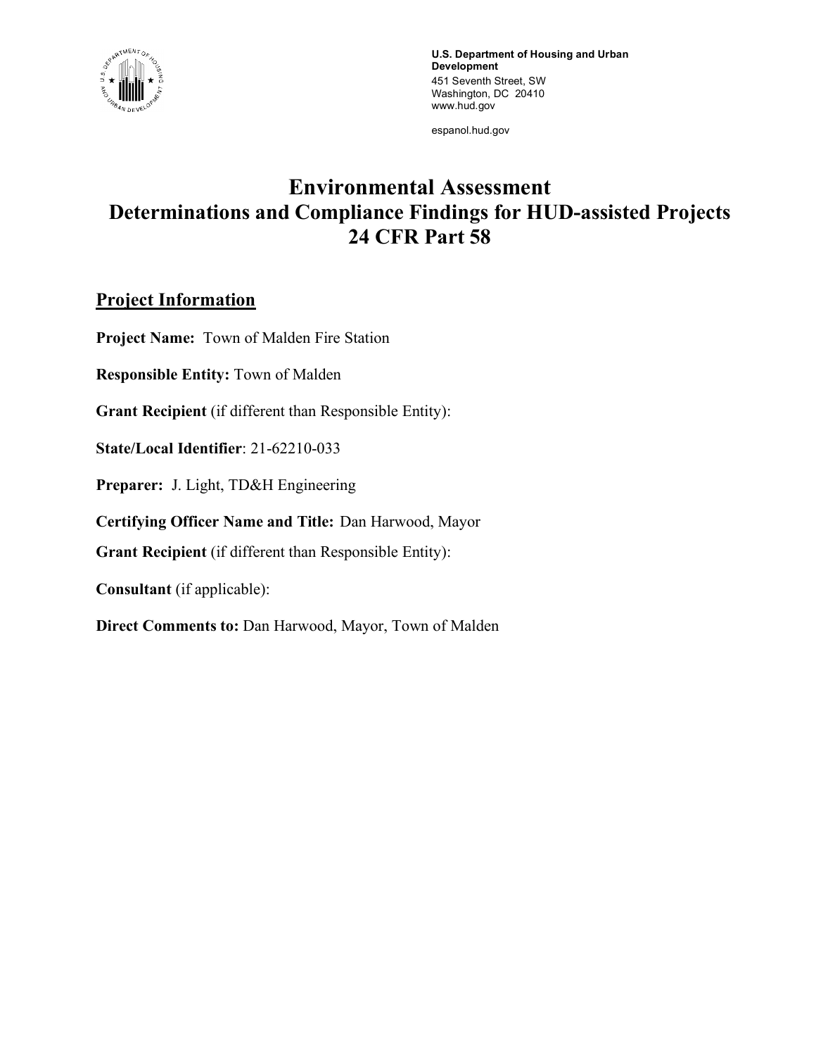**U.S. Department of Housing and Urban Development**
451 Seventh Street, SW
Washington, DC 20410
www.hud.gov

espanol.hud.gov

# Environmental Assessment
# Determinations and Compliance Findings for HUD-assisted Projects
# 24 CFR Part 58

## Project Information

**Project Name:** Town of Malden Fire Station

**Responsible Entity:** Town of Malden

**Grant Recipient** (if different than Responsible Entity):

**State/Local Identifier**: 21-62210-033

**Preparer:** J. Light, TD&H Engineering

**Certifying Officer Name and Title:** Dan Harwood, Mayor

**Grant Recipient** (if different than Responsible Entity):

**Consultant** (if applicable):

**Direct Comments to:** Dan Harwood, Mayor, Town of Malden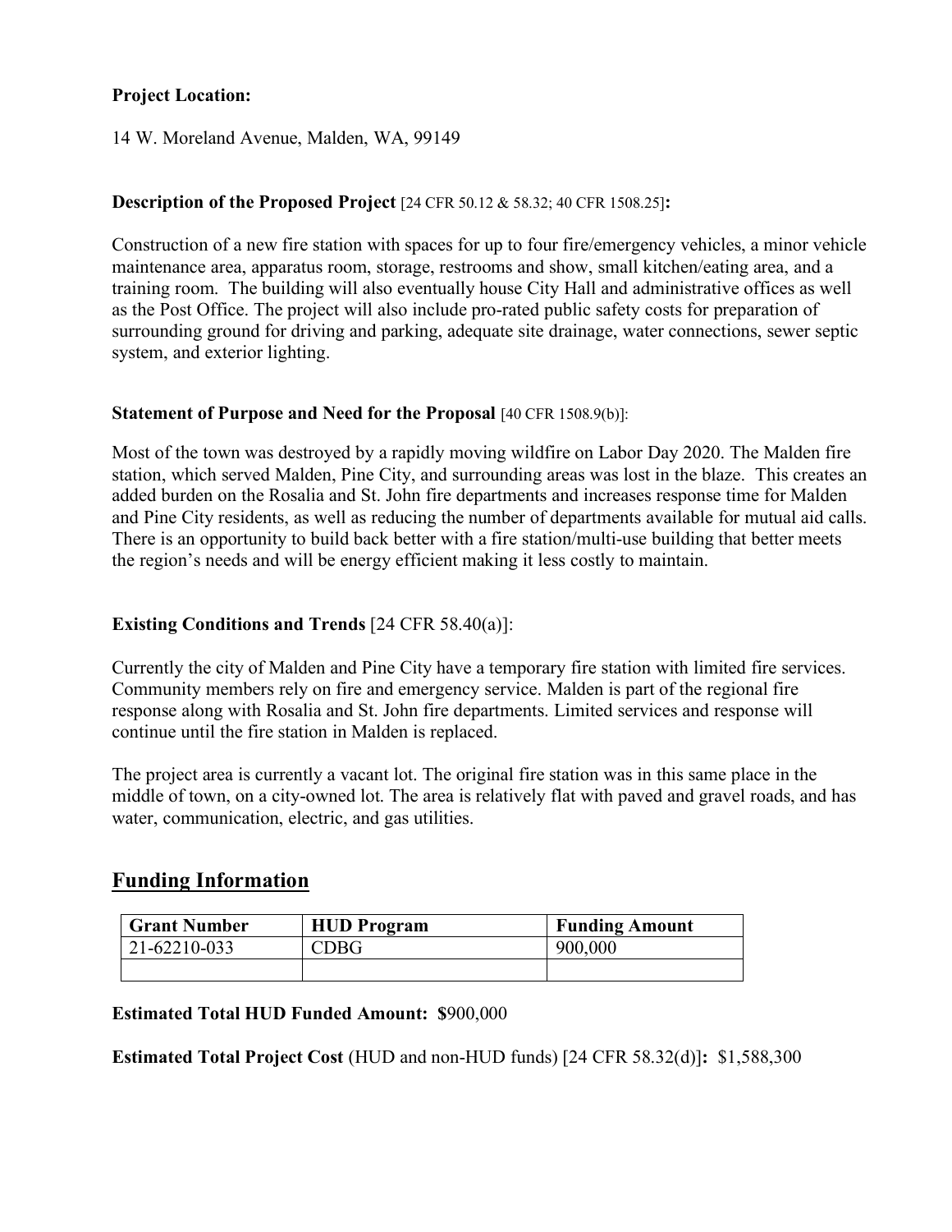**Project Location:**

14 W. Moreland Avenue, Malden, WA, 99149

**Description of the Proposed Project** [24 CFR 50.12 & 58.32; 40 CFR 1508.25]**:**

Construction of a new fire station with spaces for up to four fire/emergency vehicles, a minor vehicle maintenance area, apparatus room, storage, restrooms and show, small kitchen/eating area, and a training room. The building will also eventually house City Hall and administrative offices as well as the Post Office. The project will also include pro-rated public safety costs for preparation of surrounding ground for driving and parking, adequate site drainage, water connections, sewer septic system, and exterior lighting.

**Statement of Purpose and Need for the Proposal** [40 CFR 1508.9(b)]:

Most of the town was destroyed by a rapidly moving wildfire on Labor Day 2020. The Malden fire station, which served Malden, Pine City, and surrounding areas was lost in the blaze. This creates an added burden on the Rosalia and St. John fire departments and increases response time for Malden and Pine City residents, as well as reducing the number of departments available for mutual aid calls. There is an opportunity to build back better with a fire station/multi-use building that better meets the region's needs and will be energy efficient making it less costly to maintain.

**Existing Conditions and Trends** [24 CFR 58.40(a)]:

Currently the city of Malden and Pine City have a temporary fire station with limited fire services. Community members rely on fire and emergency service. Malden is part of the regional fire response along with Rosalia and St. John fire departments. Limited services and response will continue until the fire station in Malden is replaced.

The project area is currently a vacant lot. The original fire station was in this same place in the middle of town, on a city-owned lot. The area is relatively flat with paved and gravel roads, and has water, communication, electric, and gas utilities.

## Funding Information

| Grant Number | HUD Program | Funding Amount |
|---|---|---|
| 21-62210-033 | CDBG | 900,000 |
| | | |

**Estimated Total HUD Funded Amount: $**900,000

**Estimated Total Project Cost** (HUD and non-HUD funds) [24 CFR 58.32(d)]**:** $1,588,300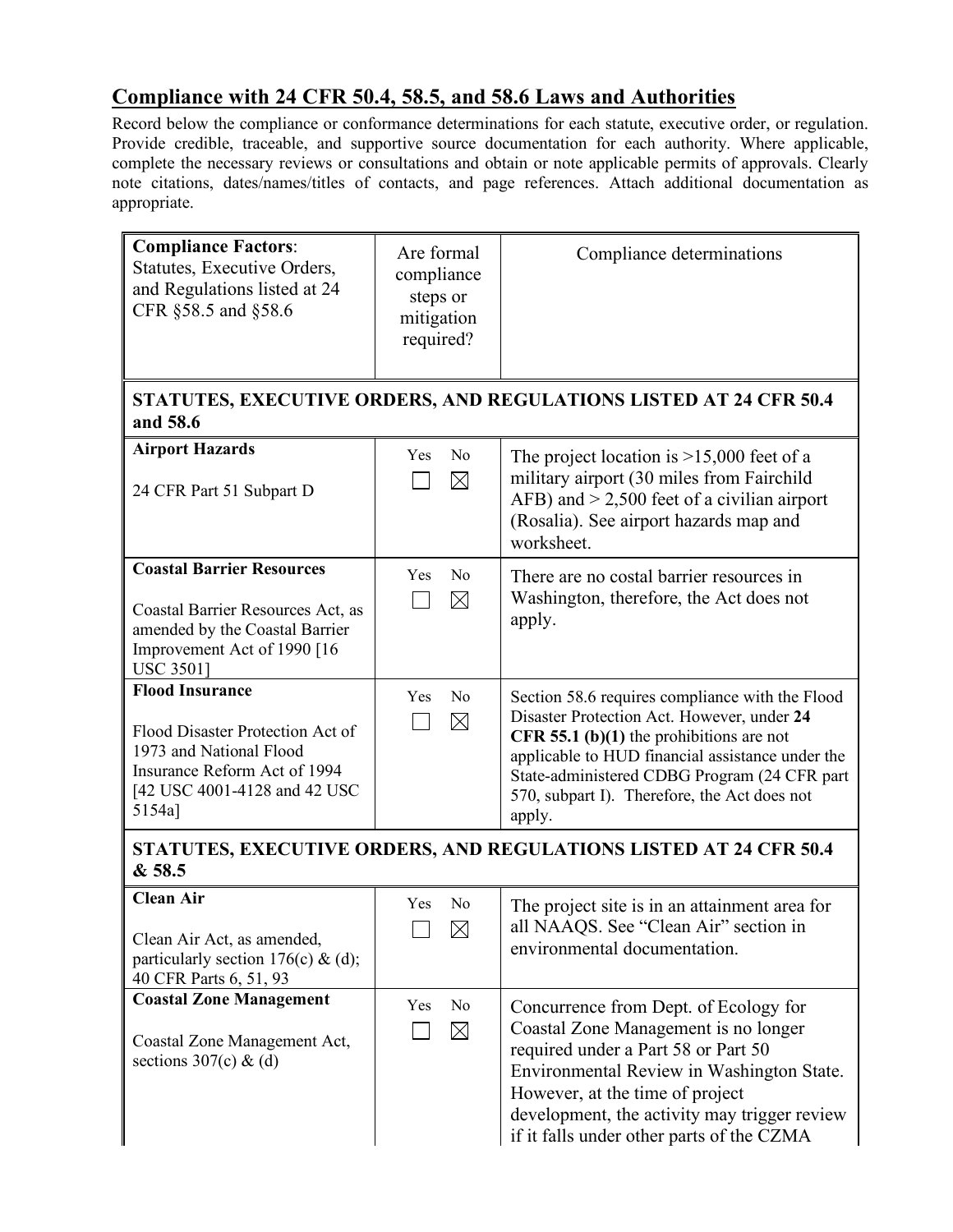## Compliance with 24 CFR 50.4, 58.5, and 58.6 Laws and Authorities

Record below the compliance or conformance determinations for each statute, executive order, or regulation. Provide credible, traceable, and supportive source documentation for each authority. Where applicable, complete the necessary reviews or consultations and obtain or note applicable permits of approvals. Clearly note citations, dates/names/titles of contacts, and page references. Attach additional documentation as appropriate.

| **Compliance Factors**: Statutes, Executive Orders, and Regulations listed at 24 CFR §58.5 and §58.6 | Are formal compliance steps or mitigation required? | Compliance determinations |
|---|---|---|
| **STATUTES, EXECUTIVE ORDERS, AND REGULATIONS LISTED AT 24 CFR 50.4 and 58.6** | | |
| **Airport Hazards**<br><br>24 CFR Part 51 Subpart D | Yes ☐ No ☒ | The project location is >15,000 feet of a military airport (30 miles from Fairchild AFB) and > 2,500 feet of a civilian airport (Rosalia). See airport hazards map and worksheet. |
| **Coastal Barrier Resources**<br><br>Coastal Barrier Resources Act, as amended by the Coastal Barrier Improvement Act of 1990 [16 USC 3501] | Yes ☐ No ☒ | There are no costal barrier resources in Washington, therefore, the Act does not apply. |
| **Flood Insurance**<br><br>Flood Disaster Protection Act of 1973 and National Flood Insurance Reform Act of 1994 [42 USC 4001-4128 and 42 USC 5154a] | Yes ☐ No ☒ | Section 58.6 requires compliance with the Flood Disaster Protection Act. However, under **24 CFR 55.1 (b)(1)** the prohibitions are not applicable to HUD financial assistance under the State-administered CDBG Program (24 CFR part 570, subpart I). Therefore, the Act does not apply. |
| **STATUTES, EXECUTIVE ORDERS, AND REGULATIONS LISTED AT 24 CFR 50.4 & 58.5** | | |
| **Clean Air**<br><br>Clean Air Act, as amended, particularly section 176(c) & (d); 40 CFR Parts 6, 51, 93 | Yes ☐ No ☒ | The project site is in an attainment area for all NAAQS. See "Clean Air" section in environmental documentation. |
| **Coastal Zone Management**<br><br>Coastal Zone Management Act, sections 307(c) & (d) | Yes ☐ No ☒ | Concurrence from Dept. of Ecology for Coastal Zone Management is no longer required under a Part 58 or Part 50 Environmental Review in Washington State. However, at the time of project development, the activity may trigger review if it falls under other parts of the CZMA |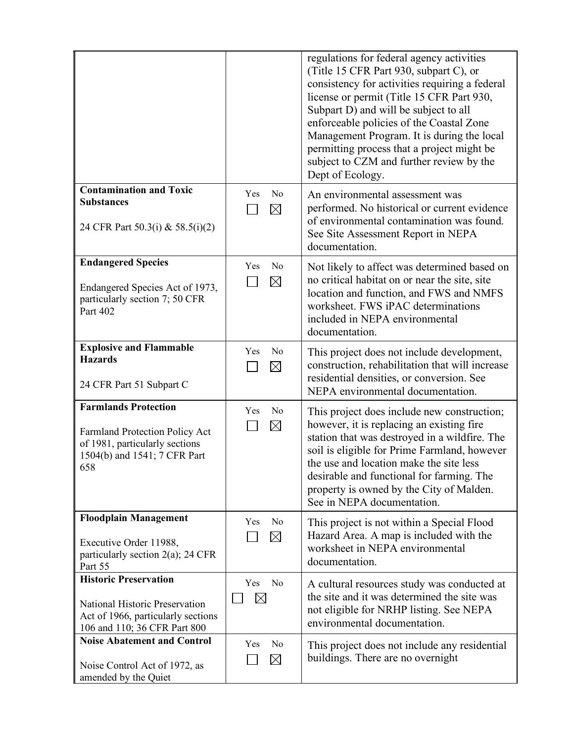| | | |
|---|---|---|
| | | regulations for federal agency activities (Title 15 CFR Part 930, subpart C), or consistency for activities requiring a federal license or permit (Title 15 CFR Part 930, Subpart D) and will be subject to all enforceable policies of the Coastal Zone Management Program. It is during the local permitting process that a project might be subject to CZM and further review by the Dept of Ecology. |
| **Contamination and Toxic Substances**<br><br>24 CFR Part 50.3(i) & 58.5(i)(2) | Yes ☐ No ☒ | An environmental assessment was performed. No historical or current evidence of environmental contamination was found. See Site Assessment Report in NEPA documentation. |
| **Endangered Species**<br><br>Endangered Species Act of 1973, particularly section 7; 50 CFR Part 402 | Yes ☐ No ☒ | Not likely to affect was determined based on no critical habitat on or near the site, site location and function, and FWS and NMFS worksheet. FWS iPAC determinations included in NEPA environmental documentation. |
| **Explosive and Flammable Hazards**<br><br>24 CFR Part 51 Subpart C | Yes ☐ No ☒ | This project does not include development, construction, rehabilitation that will increase residential densities, or conversion. See NEPA environmental documentation. |
| **Farmlands Protection**<br><br>Farmland Protection Policy Act of 1981, particularly sections 1504(b) and 1541; 7 CFR Part 658 | Yes ☐ No ☒ | This project does include new construction; however, it is replacing an existing fire station that was destroyed in a wildfire. The soil is eligible for Prime Farmland, however the use and location make the site less desirable and functional for farming. The property is owned by the City of Malden. See in NEPA documentation. |
| **Floodplain Management**<br><br>Executive Order 11988, particularly section 2(a); 24 CFR Part 55 | Yes ☐ No ☒ | This project is not within a Special Flood Hazard Area. A map is included with the worksheet in NEPA environmental documentation. |
| **Historic Preservation**<br><br>National Historic Preservation Act of 1966, particularly sections 106 and 110; 36 CFR Part 800 | Yes ☐ No ☒ | A cultural resources study was conducted at the site and it was determined the site was not eligible for NRHP listing. See NEPA environmental documentation. |
| **Noise Abatement and Control**<br><br>Noise Control Act of 1972, as amended by the Quiet | Yes ☐ No ☒ | This project does not include any residential buildings. There are no overnight |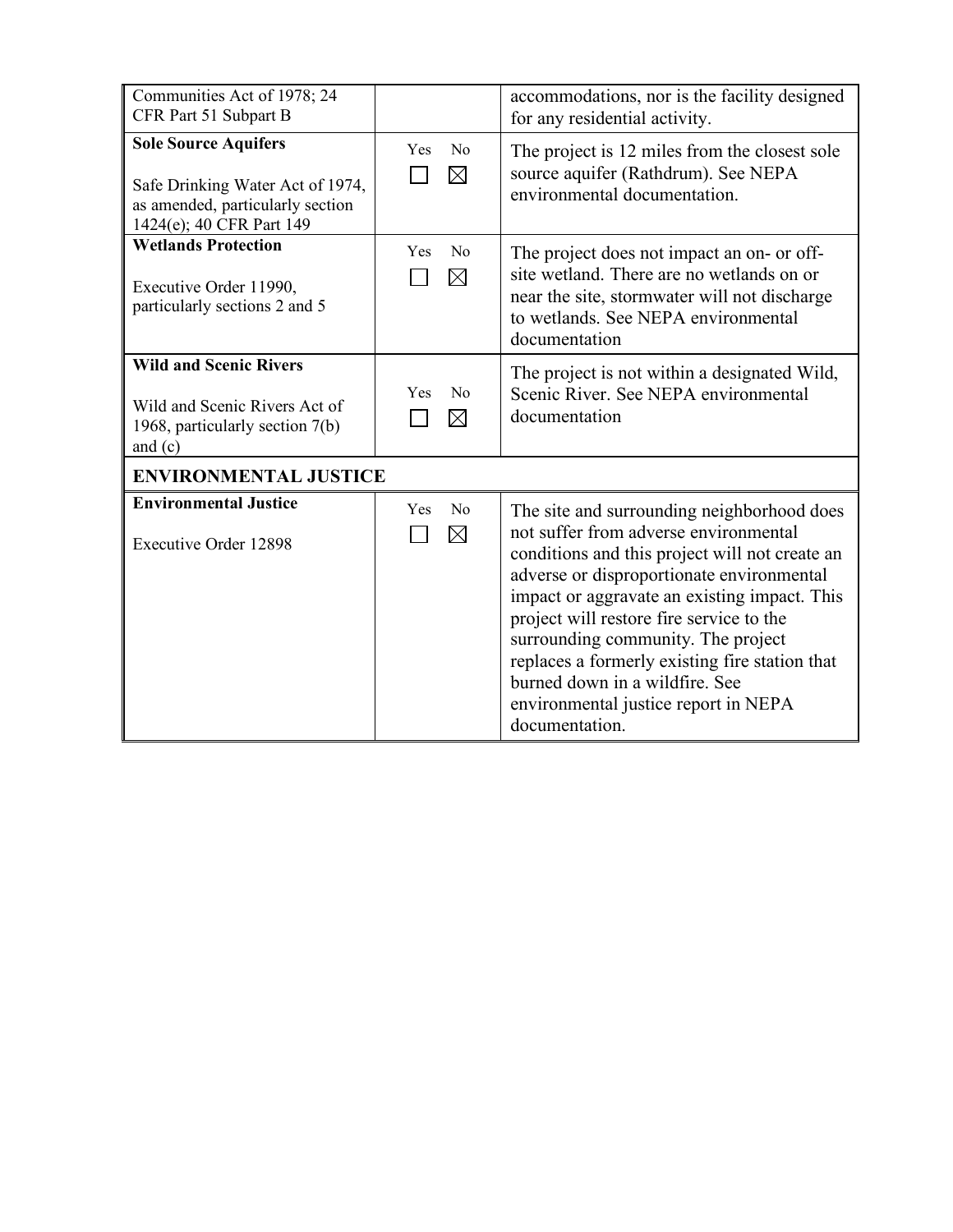| | | |
|---|---|---|
| Communities Act of 1978; 24 CFR Part 51 Subpart B | | accommodations, nor is the facility designed for any residential activity. |
| **Sole Source Aquifers**<br><br>Safe Drinking Water Act of 1974, as amended, particularly section 1424(e); 40 CFR Part 149 | Yes ☐ No ☒ | The project is 12 miles from the closest sole source aquifer (Rathdrum). See NEPA environmental documentation. |
| **Wetlands Protection**<br><br>Executive Order 11990, particularly sections 2 and 5 | Yes ☐ No ☒ | The project does not impact an on- or off-site wetland. There are no wetlands on or near the site, stormwater will not discharge to wetlands. See NEPA environmental documentation |
| **Wild and Scenic Rivers**<br><br>Wild and Scenic Rivers Act of 1968, particularly section 7(b) and (c) | Yes ☐ No ☒ | The project is not within a designated Wild, Scenic River. See NEPA environmental documentation |
| **ENVIRONMENTAL JUSTICE** | | |
| **Environmental Justice**<br><br>Executive Order 12898 | Yes ☐ No ☒ | The site and surrounding neighborhood does not suffer from adverse environmental conditions and this project will not create an adverse or disproportionate environmental impact or aggravate an existing impact. This project will restore fire service to the surrounding community. The project replaces a formerly existing fire station that burned down in a wildfire. See environmental justice report in NEPA documentation. |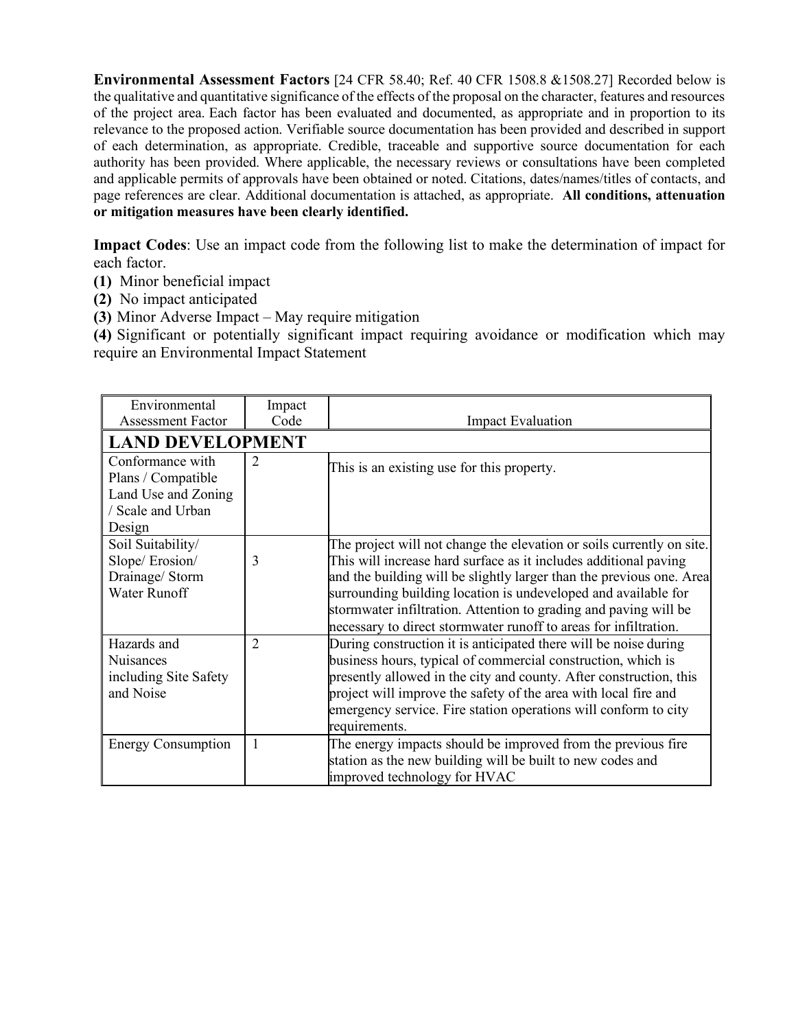**Environmental Assessment Factors** [24 CFR 58.40; Ref. 40 CFR 1508.8 &1508.27] Recorded below is the qualitative and quantitative significance of the effects of the proposal on the character, features and resources of the project area. Each factor has been evaluated and documented, as appropriate and in proportion to its relevance to the proposed action. Verifiable source documentation has been provided and described in support of each determination, as appropriate. Credible, traceable and supportive source documentation for each authority has been provided. Where applicable, the necessary reviews or consultations have been completed and applicable permits of approvals have been obtained or noted. Citations, dates/names/titles of contacts, and page references are clear. Additional documentation is attached, as appropriate. **All conditions, attenuation or mitigation measures have been clearly identified.**

**Impact Codes**: Use an impact code from the following list to make the determination of impact for each factor.

**(1)** Minor beneficial impact

**(2)** No impact anticipated

**(3)** Minor Adverse Impact – May require mitigation

**(4)** Significant or potentially significant impact requiring avoidance or modification which may require an Environmental Impact Statement

| Environmental Assessment Factor | Impact Code | Impact Evaluation |
|---|---|---|
| **LAND DEVELOPMENT** | | |
| Conformance with Plans / Compatible Land Use and Zoning / Scale and Urban Design | 2 | This is an existing use for this property. |
| Soil Suitability/ Slope/ Erosion/ Drainage/ Storm Water Runoff | 3 | The project will not change the elevation or soils currently on site. This will increase hard surface as it includes additional paving and the building will be slightly larger than the previous one. Area surrounding building location is undeveloped and available for stormwater infiltration. Attention to grading and paving will be necessary to direct stormwater runoff to areas for infiltration. |
| Hazards and Nuisances including Site Safety and Noise | 2 | During construction it is anticipated there will be noise during business hours, typical of commercial construction, which is presently allowed in the city and county. After construction, this project will improve the safety of the area with local fire and emergency service. Fire station operations will conform to city requirements. |
| Energy Consumption | 1 | The energy impacts should be improved from the previous fire station as the new building will be built to new codes and improved technology for HVAC |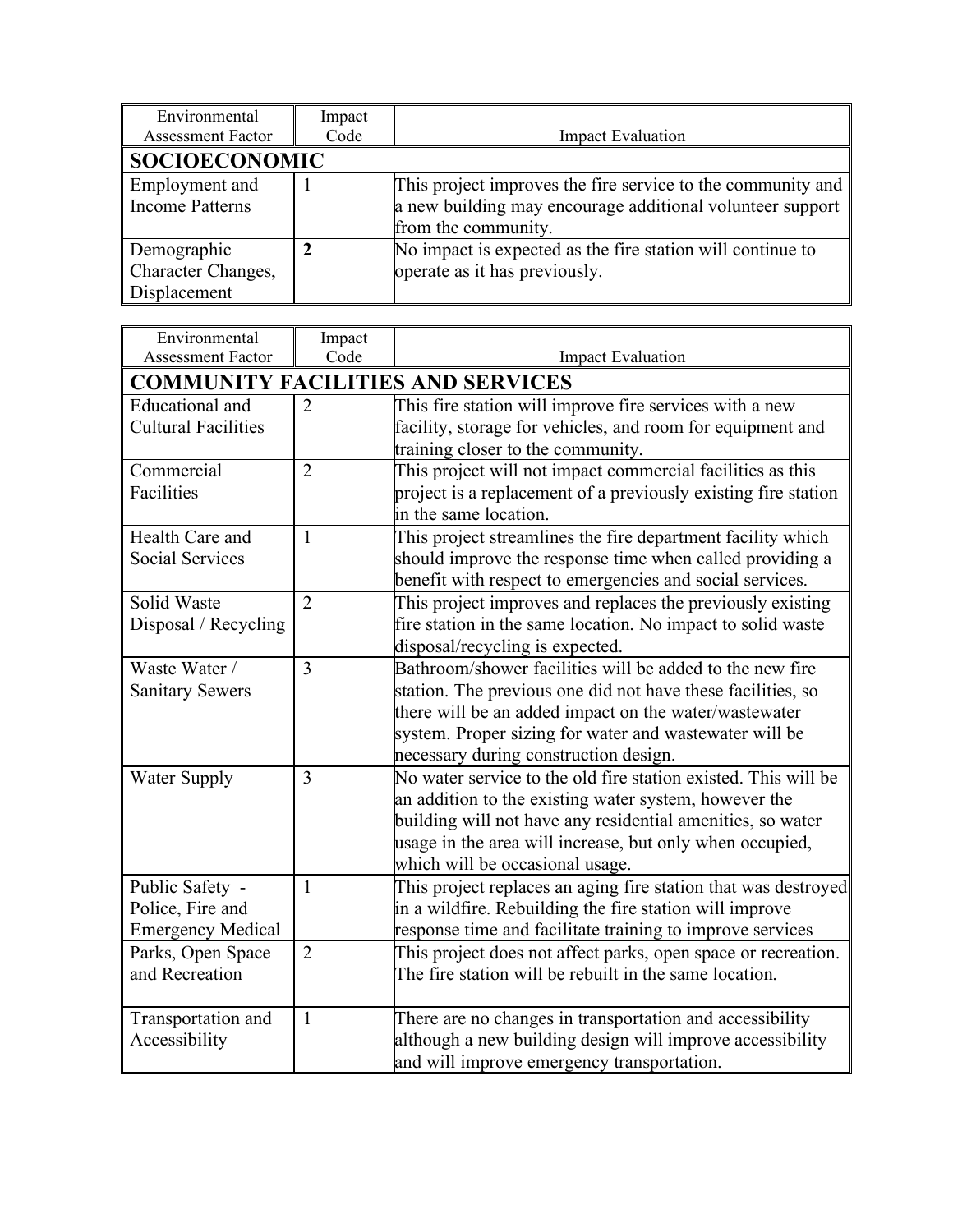| Environmental Assessment Factor | Impact Code | Impact Evaluation |
|---|---|---|
| **SOCIOECONOMIC** | | |
| Employment and Income Patterns | 1 | This project improves the fire service to the community and a new building may encourage additional volunteer support from the community. |
| Demographic Character Changes, Displacement | **2** | No impact is expected as the fire station will continue to operate as it has previously. |

| Environmental Assessment Factor | Impact Code | Impact Evaluation |
|---|---|---|
| **COMMUNITY FACILITIES AND SERVICES** | | |
| Educational and Cultural Facilities | 2 | This fire station will improve fire services with a new facility, storage for vehicles, and room for equipment and training closer to the community. |
| Commercial Facilities | 2 | This project will not impact commercial facilities as this project is a replacement of a previously existing fire station in the same location. |
| Health Care and Social Services | 1 | This project streamlines the fire department facility which should improve the response time when called providing a benefit with respect to emergencies and social services. |
| Solid Waste Disposal / Recycling | 2 | This project improves and replaces the previously existing fire station in the same location. No impact to solid waste disposal/recycling is expected. |
| Waste Water / Sanitary Sewers | 3 | Bathroom/shower facilities will be added to the new fire station. The previous one did not have these facilities, so there will be an added impact on the water/wastewater system. Proper sizing for water and wastewater will be necessary during construction design. |
| Water Supply | 3 | No water service to the old fire station existed. This will be an addition to the existing water system, however the building will not have any residential amenities, so water usage in the area will increase, but only when occupied, which will be occasional usage. |
| Public Safety - Police, Fire and Emergency Medical | 1 | This project replaces an aging fire station that was destroyed in a wildfire. Rebuilding the fire station will improve response time and facilitate training to improve services |
| Parks, Open Space and Recreation | 2 | This project does not affect parks, open space or recreation. The fire station will be rebuilt in the same location. |
| Transportation and Accessibility | 1 | There are no changes in transportation and accessibility although a new building design will improve accessibility and will improve emergency transportation. |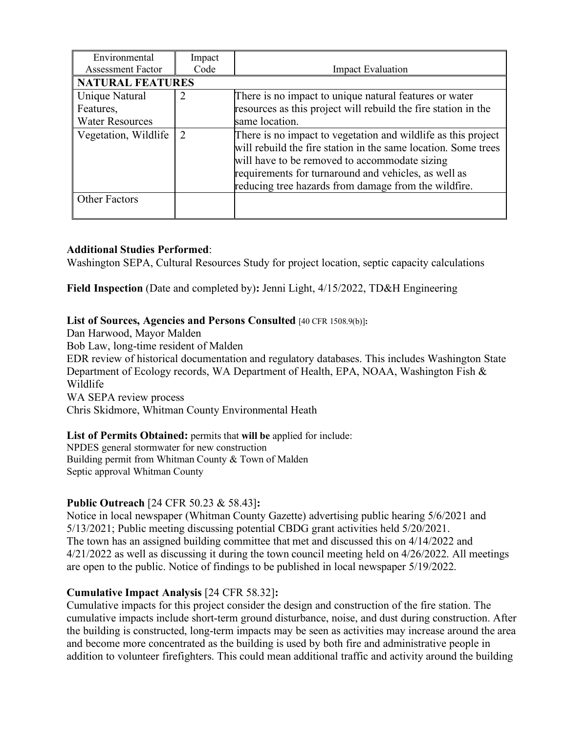| Environmental Assessment Factor | Impact Code | Impact Evaluation |
|---|---|---|
| **NATURAL FEATURES** | | |
| Unique Natural Features, Water Resources | 2 | There is no impact to unique natural features or water resources as this project will rebuild the fire station in the same location. |
| Vegetation, Wildlife | 2 | There is no impact to vegetation and wildlife as this project will rebuild the fire station in the same location. Some trees will have to be removed to accommodate sizing requirements for turnaround and vehicles, as well as reducing tree hazards from damage from the wildfire. |
| Other Factors | | |

**Additional Studies Performed**:
Washington SEPA, Cultural Resources Study for project location, septic capacity calculations

**Field Inspection** (Date and completed by)**:** Jenni Light, 4/15/2022, TD&H Engineering

**List of Sources, Agencies and Persons Consulted** [40 CFR 1508.9(b)]**:**
Dan Harwood, Mayor Malden
Bob Law, long-time resident of Malden
EDR review of historical documentation and regulatory databases. This includes Washington State Department of Ecology records, WA Department of Health, EPA, NOAA, Washington Fish & Wildlife
WA SEPA review process
Chris Skidmore, Whitman County Environmental Heath

**List of Permits Obtained:** permits that **will be** applied for include:
NPDES general stormwater for new construction
Building permit from Whitman County & Town of Malden
Septic approval Whitman County

**Public Outreach** [24 CFR 50.23 & 58.43]**:**
Notice in local newspaper (Whitman County Gazette) advertising public hearing 5/6/2021 and 5/13/2021; Public meeting discussing potential CBDG grant activities held 5/20/2021.
The town has an assigned building committee that met and discussed this on 4/14/2022 and 4/21/2022 as well as discussing it during the town council meeting held on 4/26/2022. All meetings are open to the public. Notice of findings to be published in local newspaper 5/19/2022.

**Cumulative Impact Analysis** [24 CFR 58.32]**:**
Cumulative impacts for this project consider the design and construction of the fire station. The cumulative impacts include short-term ground disturbance, noise, and dust during construction. After the building is constructed, long-term impacts may be seen as activities may increase around the area and become more concentrated as the building is used by both fire and administrative people in addition to volunteer firefighters. This could mean additional traffic and activity around the building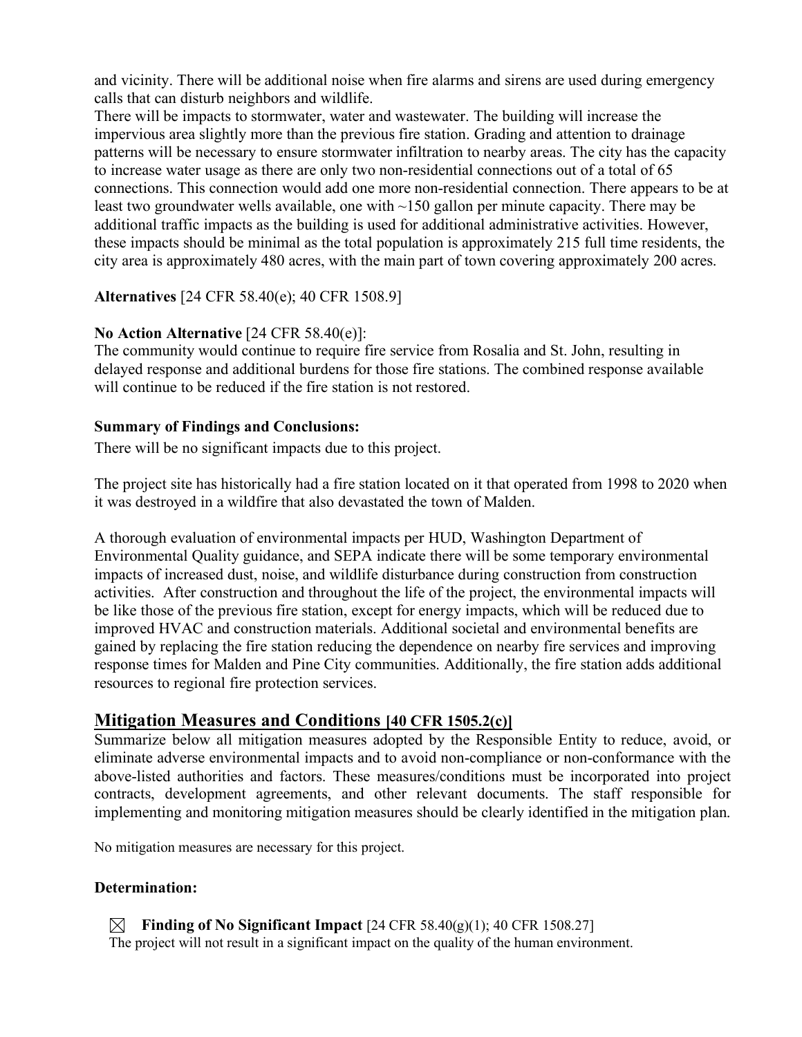and vicinity. There will be additional noise when fire alarms and sirens are used during emergency calls that can disturb neighbors and wildlife.

There will be impacts to stormwater, water and wastewater. The building will increase the impervious area slightly more than the previous fire station. Grading and attention to drainage patterns will be necessary to ensure stormwater infiltration to nearby areas. The city has the capacity to increase water usage as there are only two non-residential connections out of a total of 65 connections. This connection would add one more non-residential connection. There appears to be at least two groundwater wells available, one with ~150 gallon per minute capacity. There may be additional traffic impacts as the building is used for additional administrative activities. However, these impacts should be minimal as the total population is approximately 215 full time residents, the city area is approximately 480 acres, with the main part of town covering approximately 200 acres.

**Alternatives** [24 CFR 58.40(e); 40 CFR 1508.9]

**No Action Alternative** [24 CFR 58.40(e)]:
The community would continue to require fire service from Rosalia and St. John, resulting in delayed response and additional burdens for those fire stations. The combined response available will continue to be reduced if the fire station is not restored.

**Summary of Findings and Conclusions:**

There will be no significant impacts due to this project.

The project site has historically had a fire station located on it that operated from 1998 to 2020 when it was destroyed in a wildfire that also devastated the town of Malden.

A thorough evaluation of environmental impacts per HUD, Washington Department of Environmental Quality guidance, and SEPA indicate there will be some temporary environmental impacts of increased dust, noise, and wildlife disturbance during construction from construction activities. After construction and throughout the life of the project, the environmental impacts will be like those of the previous fire station, except for energy impacts, which will be reduced due to improved HVAC and construction materials. Additional societal and environmental benefits are gained by replacing the fire station reducing the dependence on nearby fire services and improving response times for Malden and Pine City communities. Additionally, the fire station adds additional resources to regional fire protection services.

## Mitigation Measures and Conditions [40 CFR 1505.2(c)]

Summarize below all mitigation measures adopted by the Responsible Entity to reduce, avoid, or eliminate adverse environmental impacts and to avoid non-compliance or non-conformance with the above-listed authorities and factors. These measures/conditions must be incorporated into project contracts, development agreements, and other relevant documents. The staff responsible for implementing and monitoring mitigation measures should be clearly identified in the mitigation plan.

No mitigation measures are necessary for this project.

**Determination:**

☒ **Finding of No Significant Impact** [24 CFR 58.40(g)(1); 40 CFR 1508.27]
The project will not result in a significant impact on the quality of the human environment.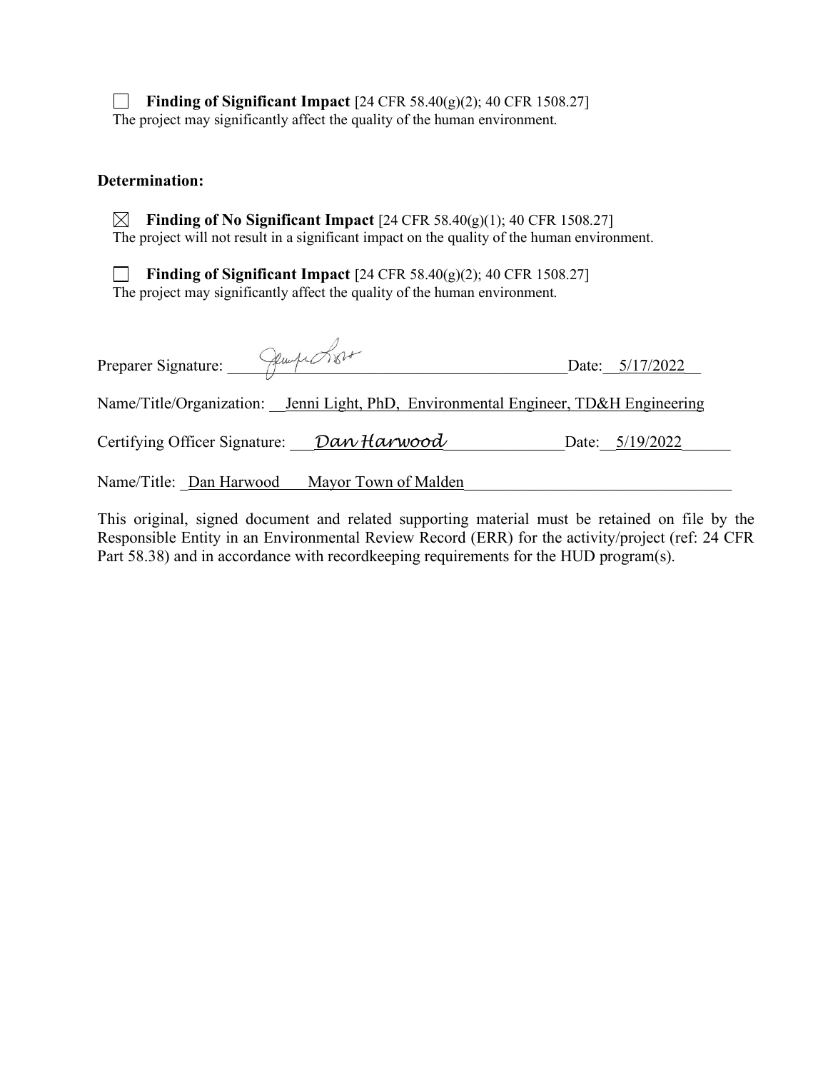☐ **Finding of Significant Impact** [24 CFR 58.40(g)(2); 40 CFR 1508.27]
The project may significantly affect the quality of the human environment.

**Determination:**

☒ **Finding of No Significant Impact** [24 CFR 58.40(g)(1); 40 CFR 1508.27]
The project will not result in a significant impact on the quality of the human environment.

☐ **Finding of Significant Impact** [24 CFR 58.40(g)(2); 40 CFR 1508.27]
The project may significantly affect the quality of the human environment.

Preparer Signature: ______________________________ Date: 5/17/2022

Name/Title/Organization: Jenni Light, PhD, Environmental Engineer, TD&H Engineering

Certifying Officer Signature: *Dan Harwood* Date: 5/19/2022

Name/Title: Dan Harwood Mayor Town of Malden

This original, signed document and related supporting material must be retained on file by the Responsible Entity in an Environmental Review Record (ERR) for the activity/project (ref: 24 CFR Part 58.38) and in accordance with recordkeeping requirements for the HUD program(s).